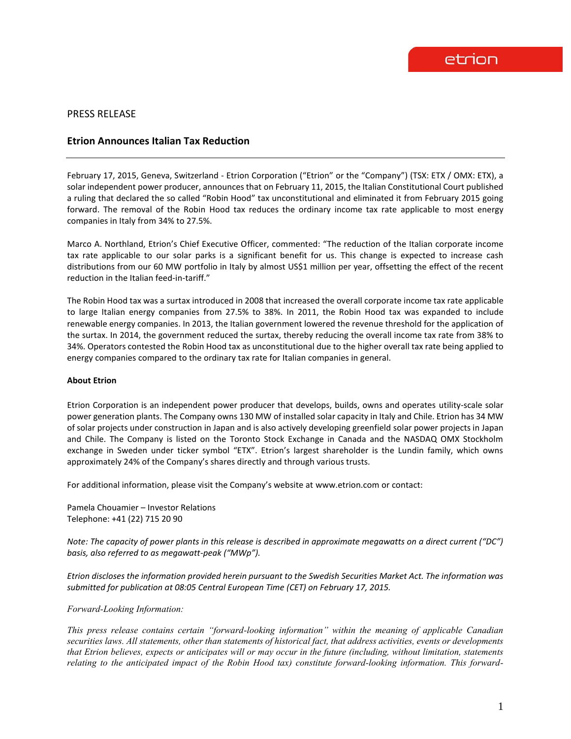PRESS RELEASE

## Etrion Announces Italian Tax Reduction

February 17, 2015, Geneva, Switzerland - Etrion Corporation ("Etrion" or the "Company") (TSX: ETX / OMX: ETX), a solar independent power producer, announces that on February 11, 2015, the Italian Constitutional Court published a ruling that declared the so called "Robin Hood" tax unconstitutional and eliminated it from February 2015 going forward. The removal of the Robin Hood tax reduces the ordinary income tax rate applicable to most energy companies in Italy from 34% to 27.5%.

Marco A. Northland, Etrion's Chief Executive Officer, commented: "The reduction of the Italian corporate income tax rate applicable to our solar parks is a significant benefit for us. This change is expected to increase cash distributions from our 60 MW portfolio in Italy by almost US$1 million per year, offsetting the effect of the recent reduction in the Italian feed-in-tariff."

The Robin Hood tax was a surtax introduced in 2008 that increased the overall corporate income tax rate applicable to large Italian energy companies from 27.5% to 38%. In 2011, the Robin Hood tax was expanded to include renewable energy companies. In 2013, the Italian government lowered the revenue threshold for the application of the surtax. In 2014, the government reduced the surtax, thereby reducing the overall income tax rate from 38% to 34%. Operators contested the Robin Hood tax as unconstitutional due to the higher overall tax rate being applied to energy companies compared to the ordinary tax rate for Italian companies in general.

**About Etrion**

Etrion Corporation is an independent power producer that develops, builds, owns and operates utility-scale solar power generation plants. The Company owns 130 MW of installed solar capacity in Italy and Chile. Etrion has 34 MW of solar projects under construction in Japan and is also actively developing greenfield solar power projects in Japan and Chile. The Company is listed on the Toronto Stock Exchange in Canada and the NASDAQ OMX Stockholm exchange in Sweden under ticker symbol "ETX". Etrion's largest shareholder is the Lundin family, which owns approximately 24% of the Company's shares directly and through various trusts.

For additional information, please visit the Company's website at www.etrion.com or contact:

Pamela Chouamier – Investor Relations
Telephone: +41 (22) 715 20 90

*Note: The capacity of power plants in this release is described in approximate megawatts on a direct current ("DC") basis, also referred to as megawatt-peak ("MWp").*

*Etrion discloses the information provided herein pursuant to the Swedish Securities Market Act. The information was submitted for publication at 08:05 Central European Time (CET) on February 17, 2015.*

*Forward-Looking Information:*

*This press release contains certain "forward-looking information" within the meaning of applicable Canadian securities laws. All statements, other than statements of historical fact, that address activities, events or developments that Etrion believes, expects or anticipates will or may occur in the future (including, without limitation, statements relating to the anticipated impact of the Robin Hood tax) constitute forward-looking information. This forward-*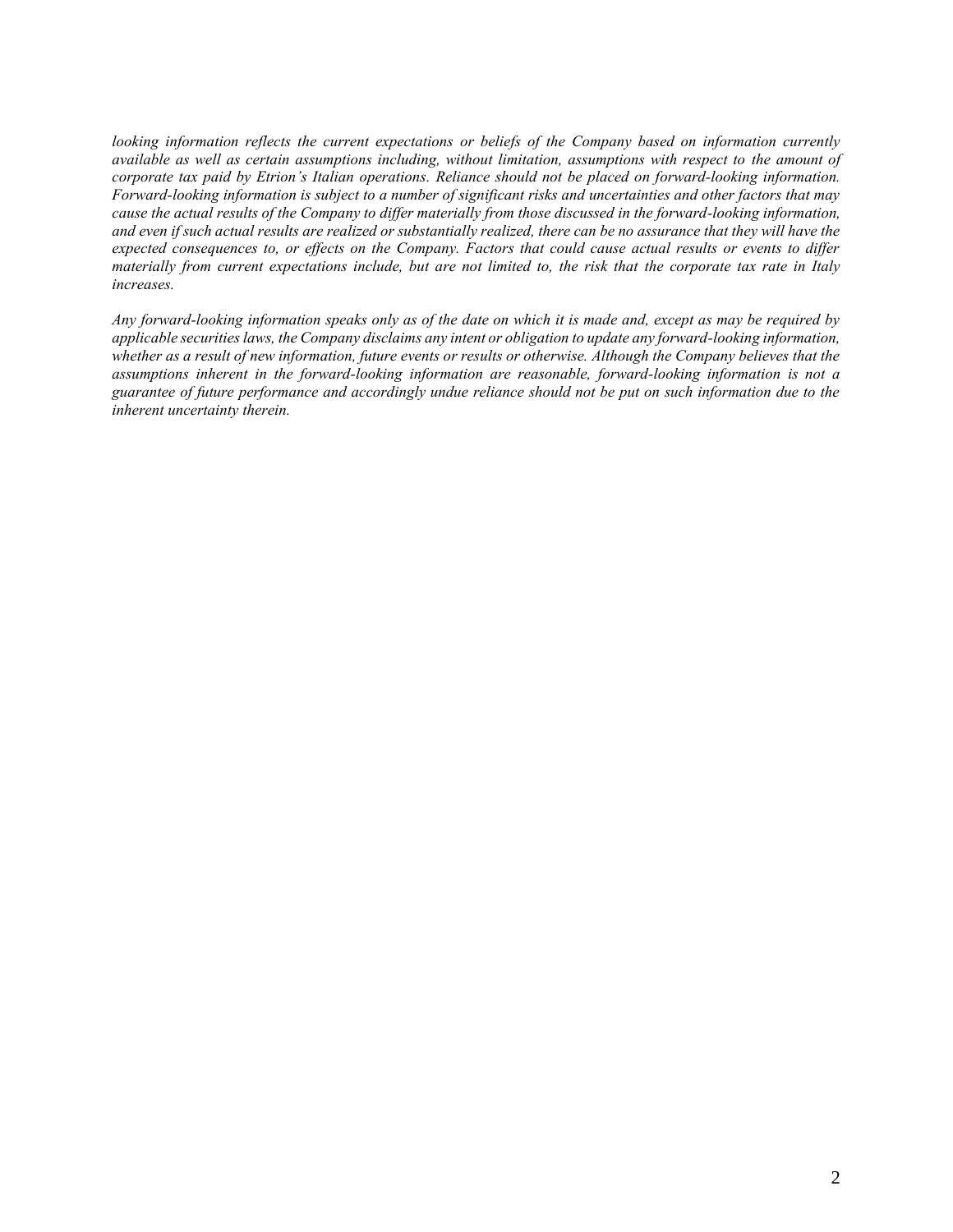*looking information reflects the current expectations or beliefs of the Company based on information currently available as well as certain assumptions including, without limitation, assumptions with respect to the amount of corporate tax paid by Etrion's Italian operations. Reliance should not be placed on forward-looking information. Forward-looking information is subject to a number of significant risks and uncertainties and other factors that may cause the actual results of the Company to differ materially from those discussed in the forward-looking information, and even if such actual results are realized or substantially realized, there can be no assurance that they will have the expected consequences to, or effects on the Company. Factors that could cause actual results or events to differ materially from current expectations include, but are not limited to, the risk that the corporate tax rate in Italy increases.*

*Any forward-looking information speaks only as of the date on which it is made and, except as may be required by applicable securities laws, the Company disclaims any intent or obligation to update any forward-looking information, whether as a result of new information, future events or results or otherwise. Although the Company believes that the assumptions inherent in the forward-looking information are reasonable, forward-looking information is not a guarantee of future performance and accordingly undue reliance should not be put on such information due to the inherent uncertainty therein.*